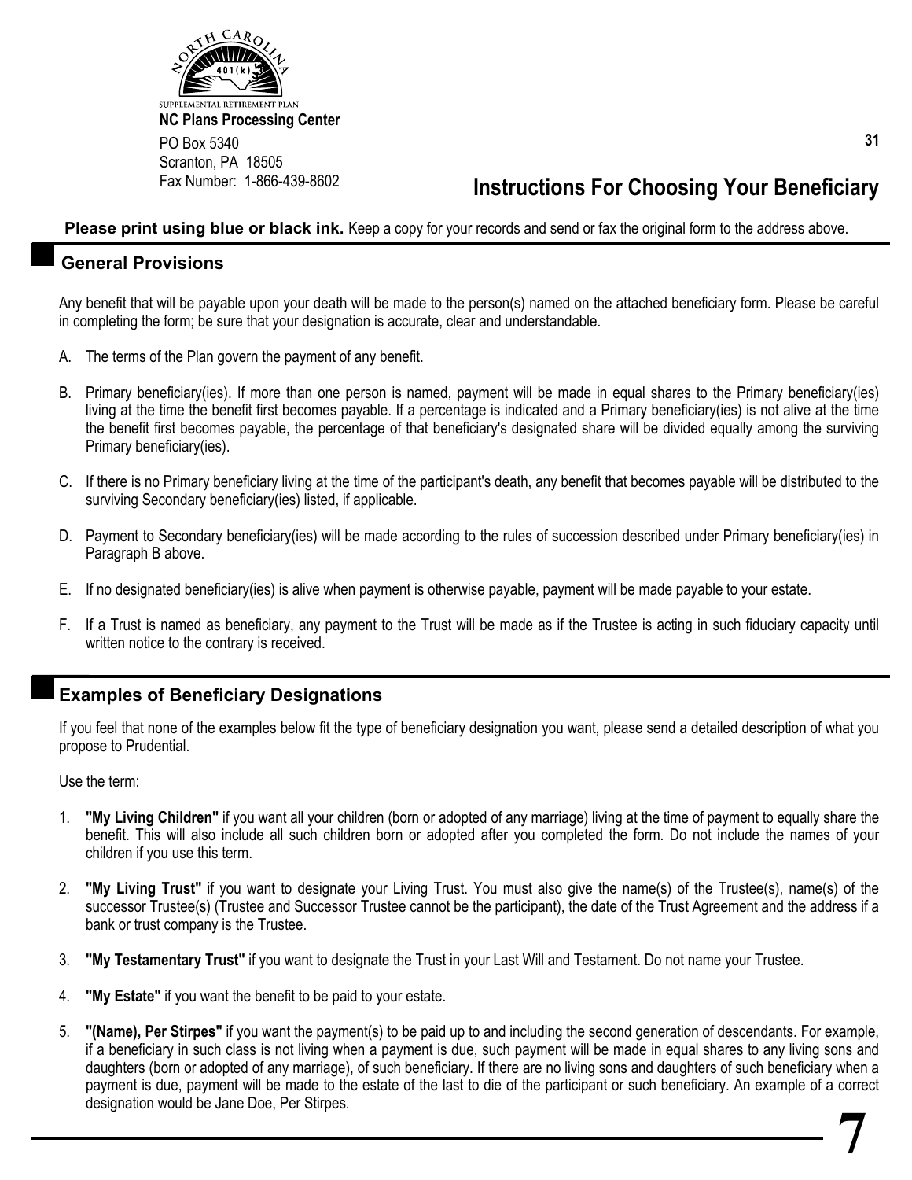SUPPLEMENTAL RETIREMENT PLAN

**NC Plans Processing Center**

PO Box 5340
Scranton, PA 18505
Fax Number: 1-866-439-8602

31

# Instructions For Choosing Your Beneficiary

**Please print using blue or black ink.** Keep a copy for your records and send or fax the original form to the address above.

## General Provisions

Any benefit that will be payable upon your death will be made to the person(s) named on the attached beneficiary form. Please be careful in completing the form; be sure that your designation is accurate, clear and understandable.

A. The terms of the Plan govern the payment of any benefit.

B. Primary beneficiary(ies). If more than one person is named, payment will be made in equal shares to the Primary beneficiary(ies) living at the time the benefit first becomes payable. If a percentage is indicated and a Primary beneficiary(ies) is not alive at the time the benefit first becomes payable, the percentage of that beneficiary's designated share will be divided equally among the surviving Primary beneficiary(ies).

C. If there is no Primary beneficiary living at the time of the participant's death, any benefit that becomes payable will be distributed to the surviving Secondary beneficiary(ies) listed, if applicable.

D. Payment to Secondary beneficiary(ies) will be made according to the rules of succession described under Primary beneficiary(ies) in Paragraph B above.

E. If no designated beneficiary(ies) is alive when payment is otherwise payable, payment will be made payable to your estate.

F. If a Trust is named as beneficiary, any payment to the Trust will be made as if the Trustee is acting in such fiduciary capacity until written notice to the contrary is received.

## Examples of Beneficiary Designations

If you feel that none of the examples below fit the type of beneficiary designation you want, please send a detailed description of what you propose to Prudential.

Use the term:

1. **"My Living Children"** if you want all your children (born or adopted of any marriage) living at the time of payment to equally share the benefit. This will also include all such children born or adopted after you completed the form. Do not include the names of your children if you use this term.

2. **"My Living Trust"** if you want to designate your Living Trust. You must also give the name(s) of the Trustee(s), name(s) of the successor Trustee(s) (Trustee and Successor Trustee cannot be the participant), the date of the Trust Agreement and the address if a bank or trust company is the Trustee.

3. **"My Testamentary Trust"** if you want to designate the Trust in your Last Will and Testament. Do not name your Trustee.

4. **"My Estate"** if you want the benefit to be paid to your estate.

5. **"(Name), Per Stirpes"** if you want the payment(s) to be paid up to and including the second generation of descendants. For example, if a beneficiary in such class is not living when a payment is due, such payment will be made in equal shares to any living sons and daughters (born or adopted of any marriage), of such beneficiary. If there are no living sons and daughters of such beneficiary when a payment is due, payment will be made to the estate of the last to die of the participant or such beneficiary. An example of a correct designation would be Jane Doe, Per Stirpes.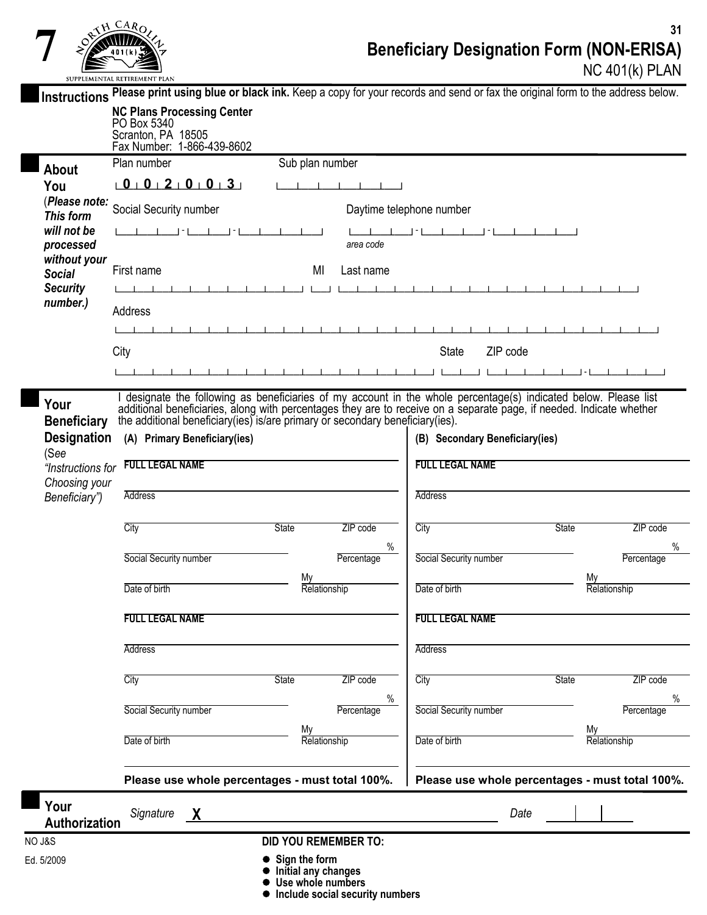# 7

NORTH CAROLINA 401(k) SUPPLEMENTAL RETIREMENT PLAN

## Beneficiary Designation Form (NON-ERISA)

NC 401(k) PLAN

## Instructions

**Please print using blue or black ink.** Keep a copy for your records and send or fax the original form to the address below.

**NC Plans Processing Center**
PO Box 5340
Scranton, PA 18505
Fax Number: 1-866-439-8602

## About You

(*Please note: This form will not be processed without your Social Security number.*)

Plan number: 0 0 2 0 0 3

Sub plan number: ______

Social Security number: ___-__-____

Daytime telephone number: ___-___-____ (area code)

First name: ______ MI: __ Last name: ______

Address: ______

City: ______ State: __ ZIP code: _____-____

## Your Beneficiary Designation

(*See "Instructions for Choosing your Beneficiary"*)

I designate the following as beneficiaries of my account in the whole percentage(s) indicated below. Please list additional beneficiaries, along with percentages they are to receive on a separate page, if needed. Indicate whether the additional beneficiary(ies) is/are primary or secondary beneficiary(ies).

### (A) Primary Beneficiary(ies)

**FULL LEGAL NAME** ______

Address ______

City ______ State ______ ZIP code ______

Social Security number ______ Percentage ____ %

Date of birth ______ My Relationship ______

**FULL LEGAL NAME** ______

Address ______

City ______ State ______ ZIP code ______

Social Security number ______ Percentage ____ %

Date of birth ______ My Relationship ______

**Please use whole percentages - must total 100%.**

### (B) Secondary Beneficiary(ies)

**FULL LEGAL NAME** ______

Address ______

City ______ State ______ ZIP code ______

Social Security number ______ Percentage ____ %

Date of birth ______ My Relationship ______

**FULL LEGAL NAME** ______

Address ______

City ______ State ______ ZIP code ______

Social Security number ______ Percentage ____ %

Date of birth ______ My Relationship ______

**Please use whole percentages - must total 100%.**

## Your Authorization

*Signature* **X** ______ Date ______

NO J&S

Ed. 5/2009

**DID YOU REMEMBER TO:**

- **Sign the form**
- **Initial any changes**
- **Use whole numbers**
- **Include social security numbers**